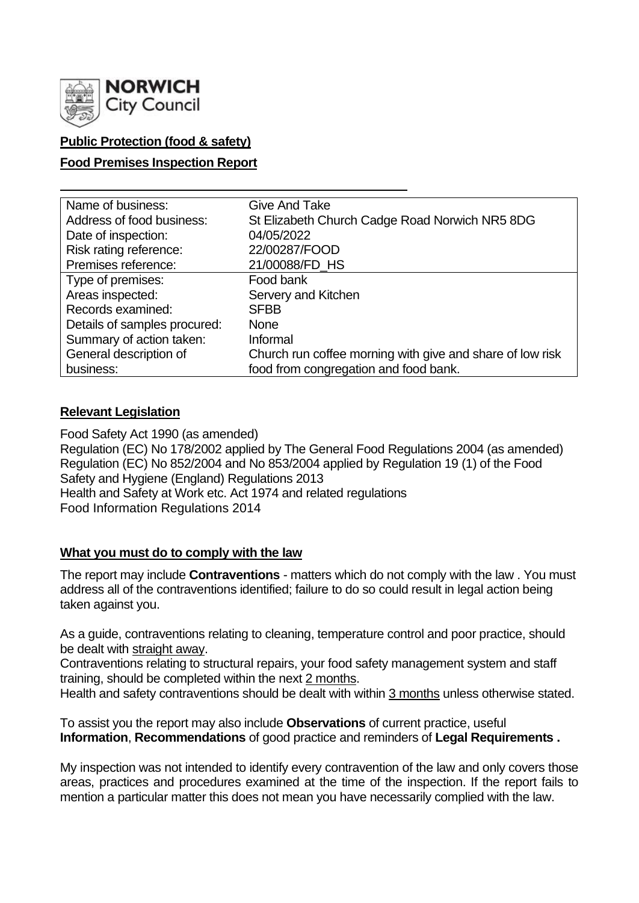**NORWICH City Council**

**Public Protection (food & safety)**

**Food Premises Inspection Report**

| | |
|---|---|
| Name of business: | Give And Take |
| Address of food business: | St Elizabeth Church Cadge Road Norwich NR5 8DG |
| Date of inspection: | 04/05/2022 |
| Risk rating reference: | 22/00287/FOOD |
| Premises reference: | 21/00088/FD_HS |
| Type of premises: | Food bank |
| Areas inspected: | Servery and Kitchen |
| Records examined: | SFBB |
| Details of samples procured: | None |
| Summary of action taken: | Informal |
| General description of business: | Church run coffee morning with give and share of low risk food from congregation and food bank. |

## Relevant Legislation

Food Safety Act 1990 (as amended)
Regulation (EC) No 178/2002 applied by The General Food Regulations 2004 (as amended)
Regulation (EC) No 852/2004 and No 853/2004 applied by Regulation 19 (1) of the Food Safety and Hygiene (England) Regulations 2013
Health and Safety at Work etc. Act 1974 and related regulations
Food Information Regulations 2014

## What you must do to comply with the law

The report may include **Contraventions** - matters which do not comply with the law . You must address all of the contraventions identified; failure to do so could result in legal action being taken against you.

As a guide, contraventions relating to cleaning, temperature control and poor practice, should be dealt with straight away.
Contraventions relating to structural repairs, your food safety management system and staff training, should be completed within the next 2 months.
Health and safety contraventions should be dealt with within 3 months unless otherwise stated.

To assist you the report may also include **Observations** of current practice, useful **Information**, **Recommendations** of good practice and reminders of **Legal Requirements .**

My inspection was not intended to identify every contravention of the law and only covers those areas, practices and procedures examined at the time of the inspection. If the report fails to mention a particular matter this does not mean you have necessarily complied with the law.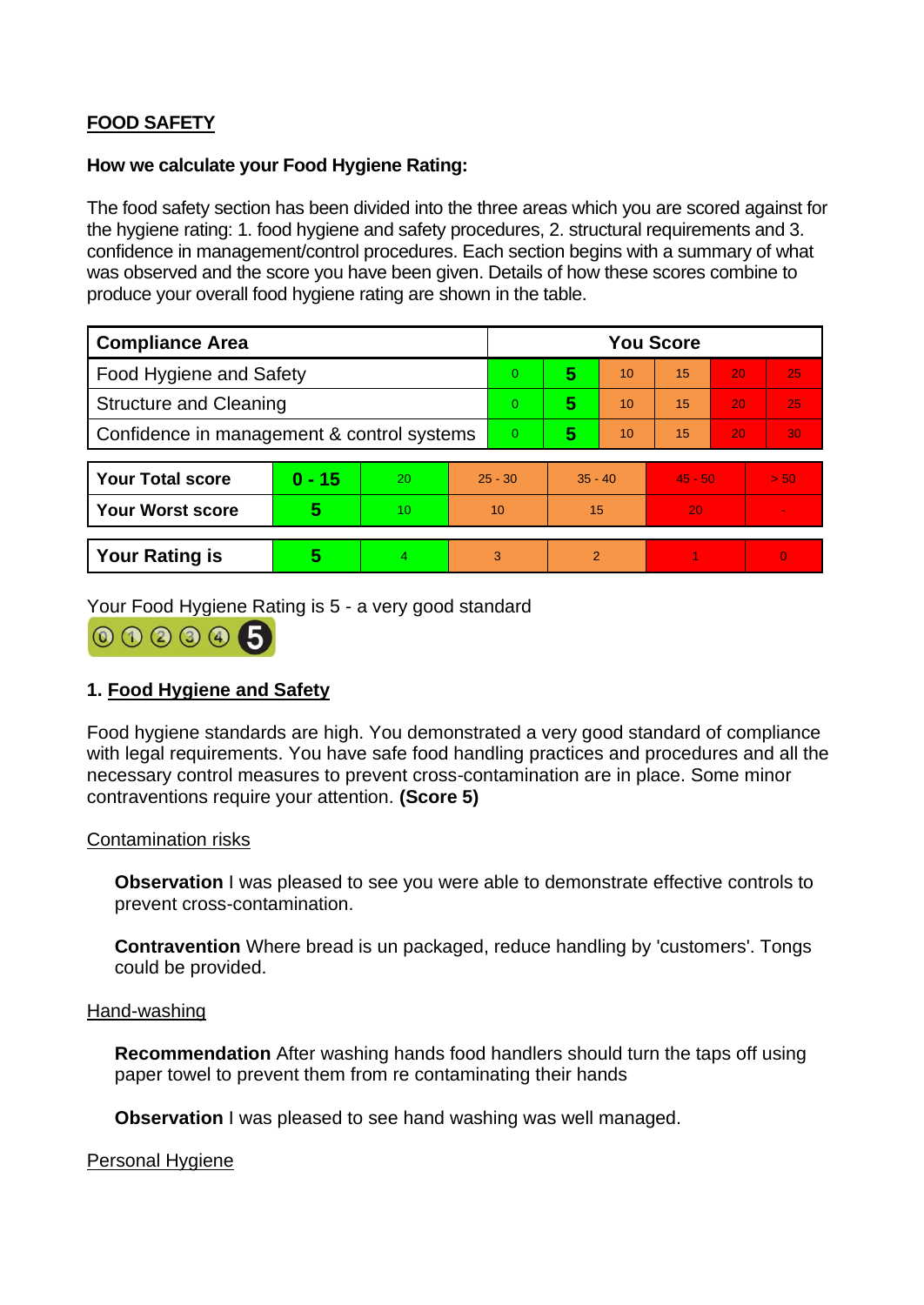## FOOD SAFETY

### How we calculate your Food Hygiene Rating:

The food safety section has been divided into the three areas which you are scored against for the hygiene rating: 1. food hygiene and safety procedures, 2. structural requirements and 3. confidence in management/control procedures. Each section begins with a summary of what was observed and the score you have been given. Details of how these scores combine to produce your overall food hygiene rating are shown in the table.

| Compliance Area | You Score | | | | | |
|---|---|---|---|---|---|---|
| Food Hygiene and Safety | 0 | **5** | 10 | 15 | 20 | 25 |
| Structure and Cleaning | 0 | **5** | 10 | 15 | 20 | 25 |
| Confidence in management & control systems | 0 | **5** | 10 | 15 | 20 | 30 |

| | | | | | | |
|---|---|---|---|---|---|---|
| **Your Total score** | **0 - 15** | 20 | 25 - 30 | 35 - 40 | 45 - 50 | > 50 |
| **Your Worst score** | **5** | 10 | 10 | 15 | 20 | - |

| | | | | | | |
|---|---|---|---|---|---|---|
| **Your Rating is** | **5** | 4 | 3 | 2 | 1 | 0 |

Your Food Hygiene Rating is 5 - a very good standard

## 1. Food Hygiene and Safety

Food hygiene standards are high. You demonstrated a very good standard of compliance with legal requirements. You have safe food handling practices and procedures and all the necessary control measures to prevent cross-contamination are in place. Some minor contraventions require your attention. **(Score 5)**

Contamination risks

**Observation** I was pleased to see you were able to demonstrate effective controls to prevent cross-contamination.

**Contravention** Where bread is un packaged, reduce handling by 'customers'. Tongs could be provided.

Hand-washing

**Recommendation** After washing hands food handlers should turn the taps off using paper towel to prevent them from re contaminating their hands

**Observation** I was pleased to see hand washing was well managed.

Personal Hygiene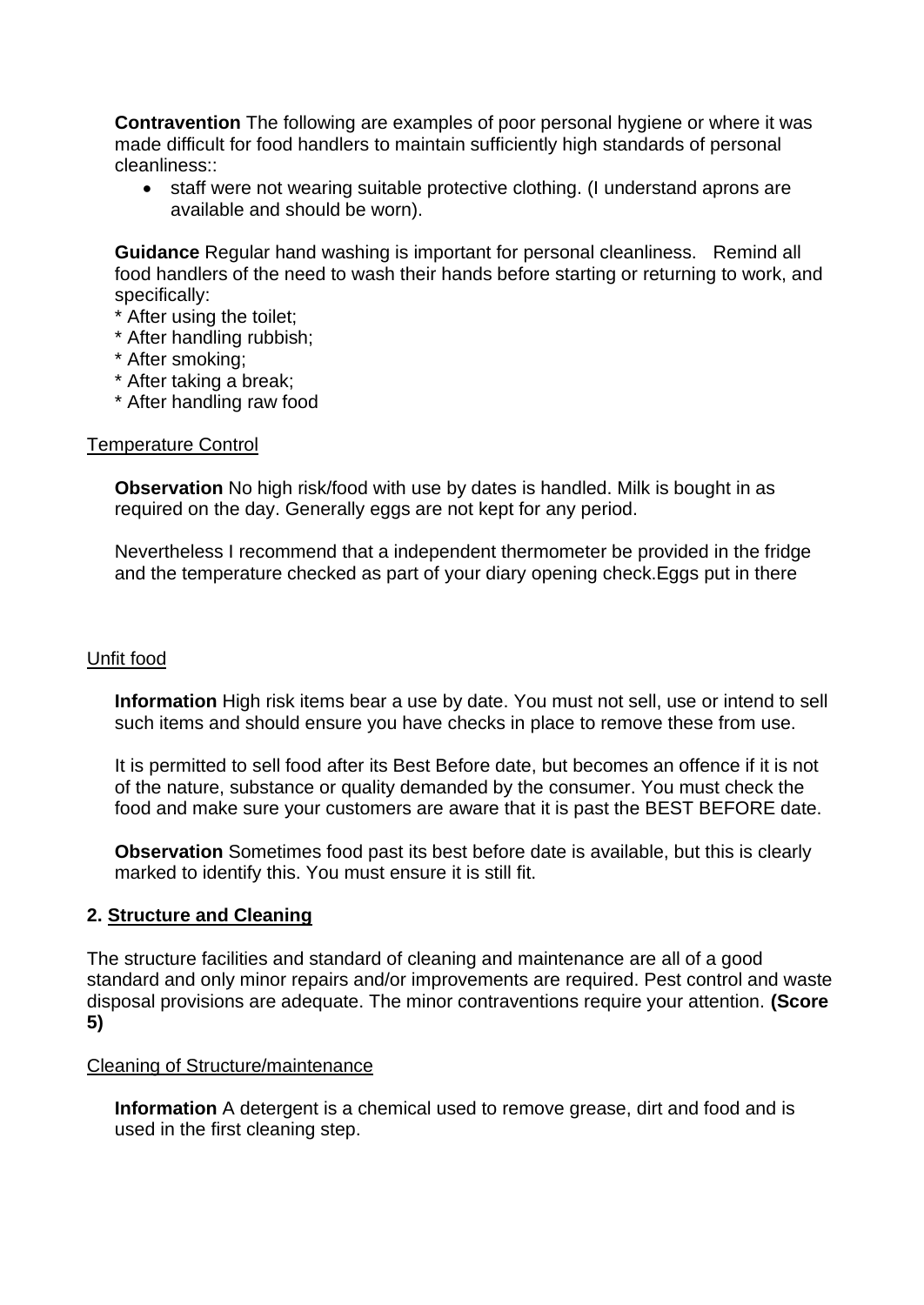**Contravention** The following are examples of poor personal hygiene or where it was made difficult for food handlers to maintain sufficiently high standards of personal cleanliness::

- staff were not wearing suitable protective clothing. (I understand aprons are available and should be worn).

**Guidance** Regular hand washing is important for personal cleanliness. Remind all food handlers of the need to wash their hands before starting or returning to work, and specifically:

\* After using the toilet;
\* After handling rubbish;
\* After smoking;
\* After taking a break;
\* After handling raw food

Temperature Control

**Observation** No high risk/food with use by dates is handled. Milk is bought in as required on the day. Generally eggs are not kept for any period.

Nevertheless I recommend that a independent thermometer be provided in the fridge and the temperature checked as part of your diary opening check.Eggs put in there

Unfit food

**Information** High risk items bear a use by date. You must not sell, use or intend to sell such items and should ensure you have checks in place to remove these from use.

It is permitted to sell food after its Best Before date, but becomes an offence if it is not of the nature, substance or quality demanded by the consumer. You must check the food and make sure your customers are aware that it is past the BEST BEFORE date.

**Observation** Sometimes food past its best before date is available, but this is clearly marked to identify this. You must ensure it is still fit.

## 2. Structure and Cleaning

The structure facilities and standard of cleaning and maintenance are all of a good standard and only minor repairs and/or improvements are required. Pest control and waste disposal provisions are adequate. The minor contraventions require your attention. **(Score 5)**

Cleaning of Structure/maintenance

**Information** A detergent is a chemical used to remove grease, dirt and food and is used in the first cleaning step.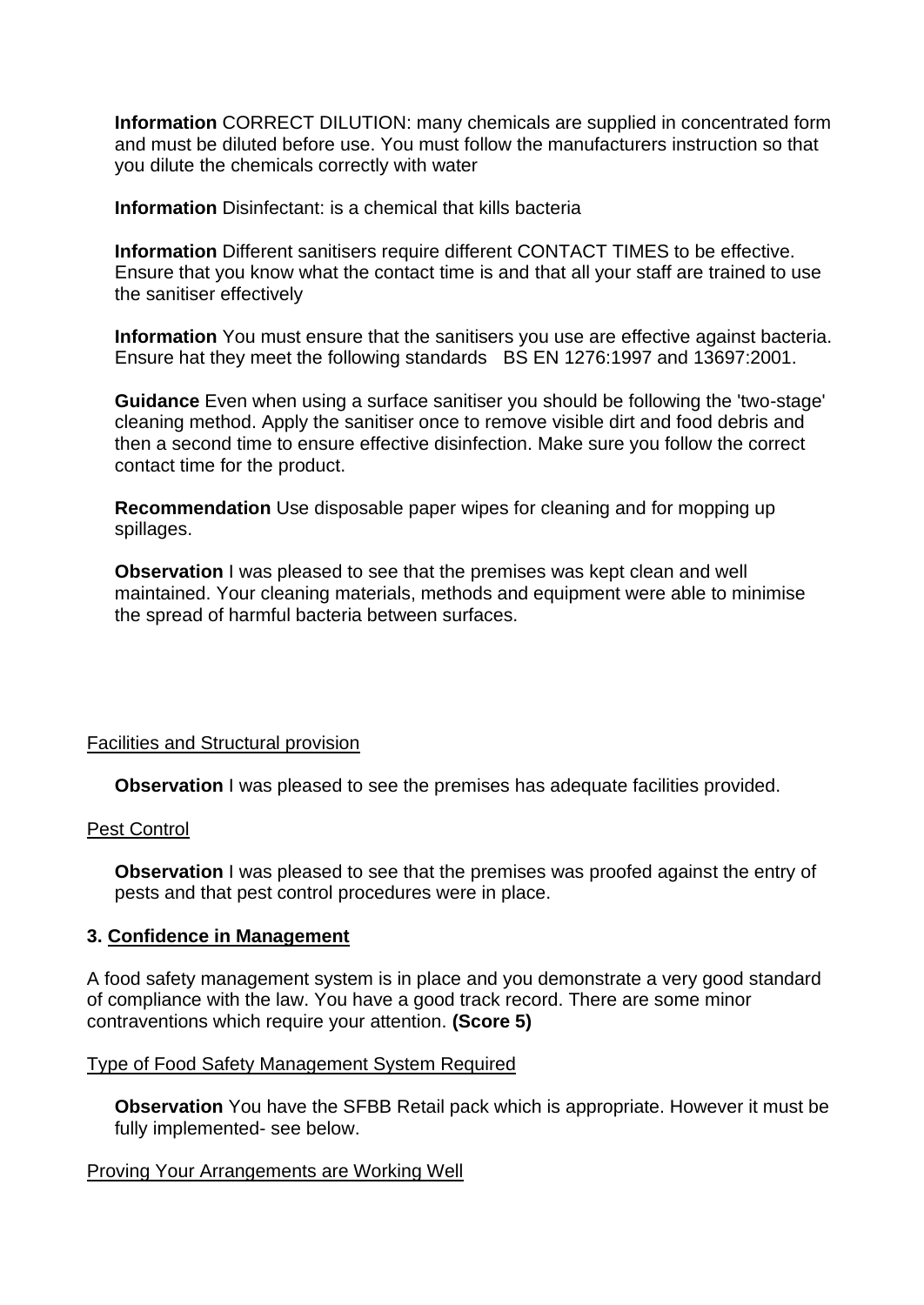**Information** CORRECT DILUTION: many chemicals are supplied in concentrated form and must be diluted before use. You must follow the manufacturers instruction so that you dilute the chemicals correctly with water

**Information** Disinfectant: is a chemical that kills bacteria

**Information** Different sanitisers require different CONTACT TIMES to be effective. Ensure that you know what the contact time is and that all your staff are trained to use the sanitiser effectively

**Information** You must ensure that the sanitisers you use are effective against bacteria. Ensure hat they meet the following standards BS EN 1276:1997 and 13697:2001.

**Guidance** Even when using a surface sanitiser you should be following the 'two-stage' cleaning method. Apply the sanitiser once to remove visible dirt and food debris and then a second time to ensure effective disinfection. Make sure you follow the correct contact time for the product.

**Recommendation** Use disposable paper wipes for cleaning and for mopping up spillages.

**Observation** I was pleased to see that the premises was kept clean and well maintained. Your cleaning materials, methods and equipment were able to minimise the spread of harmful bacteria between surfaces.

Facilities and Structural provision

**Observation** I was pleased to see the premises has adequate facilities provided.

Pest Control

**Observation** I was pleased to see that the premises was proofed against the entry of pests and that pest control procedures were in place.

### 3. Confidence in Management

A food safety management system is in place and you demonstrate a very good standard of compliance with the law. You have a good track record. There are some minor contraventions which require your attention. **(Score 5)**

Type of Food Safety Management System Required

**Observation** You have the SFBB Retail pack which is appropriate. However it must be fully implemented- see below.

Proving Your Arrangements are Working Well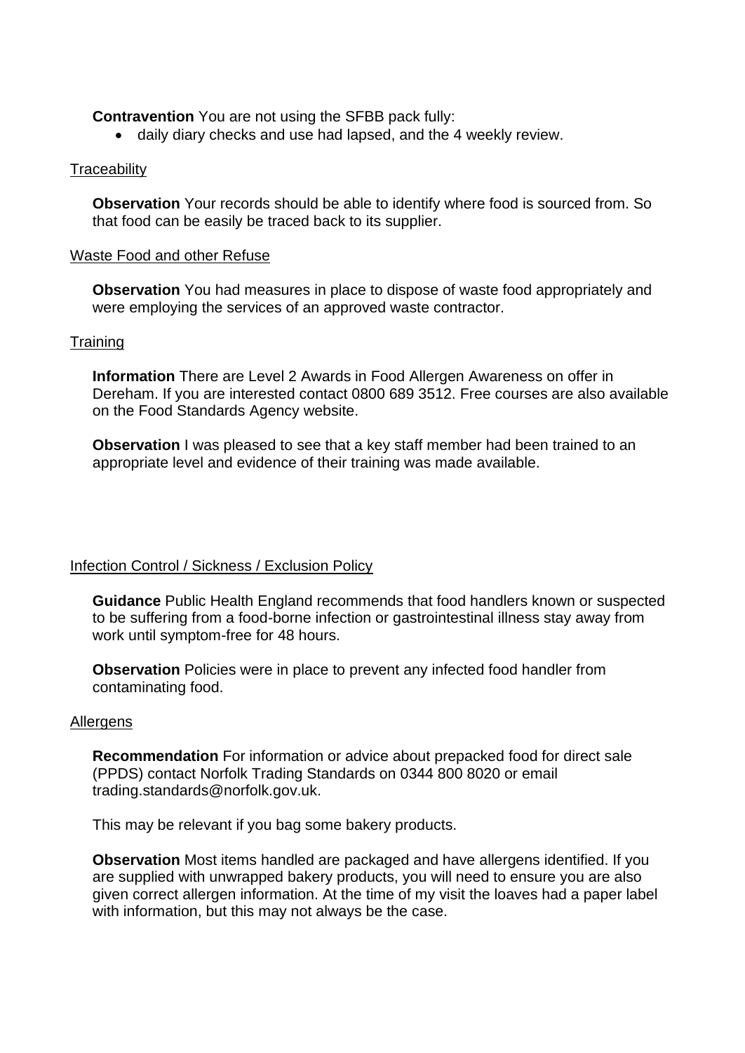**Contravention** You are not using the SFBB pack fully:

- daily diary checks and use had lapsed, and the 4 weekly review.

Traceability

**Observation** Your records should be able to identify where food is sourced from. So that food can be easily be traced back to its supplier.

Waste Food and other Refuse

**Observation** You had measures in place to dispose of waste food appropriately and were employing the services of an approved waste contractor.

Training

**Information** There are Level 2 Awards in Food Allergen Awareness on offer in Dereham. If you are interested contact 0800 689 3512. Free courses are also available on the Food Standards Agency website.

**Observation** I was pleased to see that a key staff member had been trained to an appropriate level and evidence of their training was made available.

Infection Control / Sickness / Exclusion Policy

**Guidance** Public Health England recommends that food handlers known or suspected to be suffering from a food-borne infection or gastrointestinal illness stay away from work until symptom-free for 48 hours.

**Observation** Policies were in place to prevent any infected food handler from contaminating food.

Allergens

**Recommendation** For information or advice about prepacked food for direct sale (PPDS) contact Norfolk Trading Standards on 0344 800 8020 or email trading.standards@norfolk.gov.uk.

This may be relevant if you bag some bakery products.

**Observation** Most items handled are packaged and have allergens identified. If you are supplied with unwrapped bakery products, you will need to ensure you are also given correct allergen information. At the time of my visit the loaves had a paper label with information, but this may not always be the case.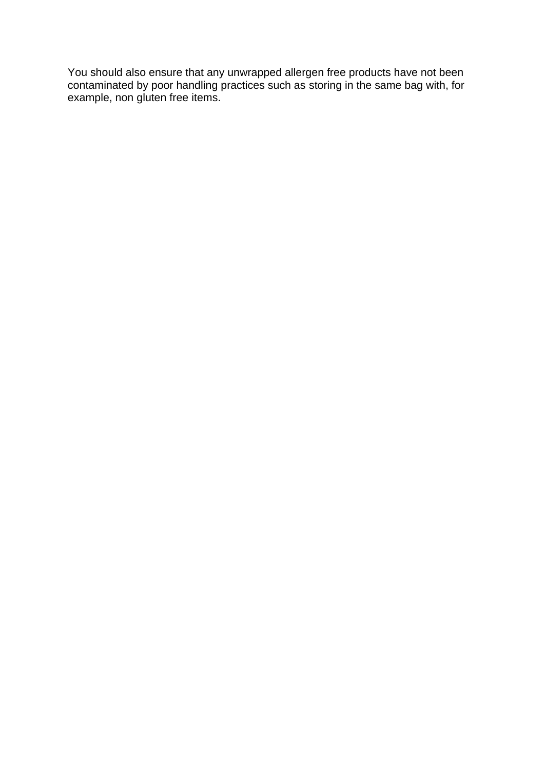You should also ensure that any unwrapped allergen free products have not been contaminated by poor handling practices such as storing in the same bag with, for example, non gluten free items.